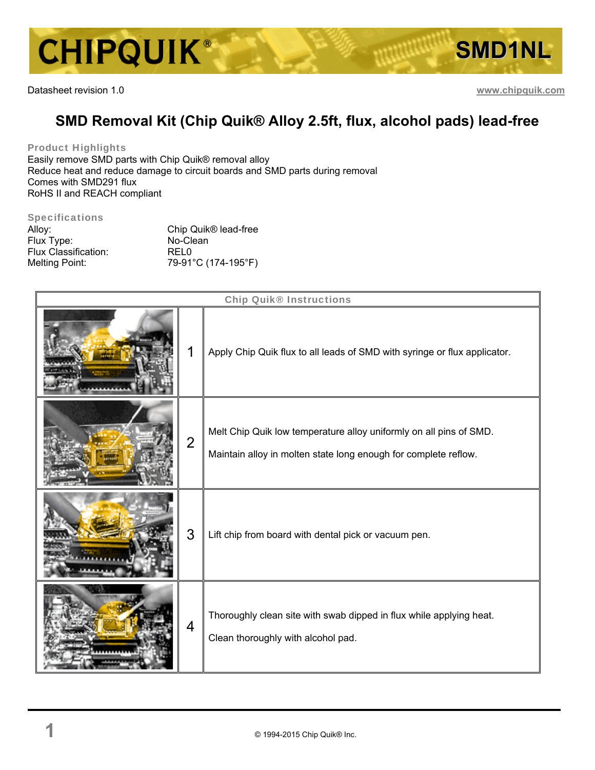# CHIPQUIK® SMD1NL

Datasheet revision 1.0

www.chipquik.com

## SMD Removal Kit (Chip Quik® Alloy 2.5ft, flux, alcohol pads) lead-free

### Product Highlights

Easily remove SMD parts with Chip Quik® removal alloy
Reduce heat and reduce damage to circuit boards and SMD parts during removal
Comes with SMD291 flux
RoHS II and REACH compliant

### Specifications

| | |
|---|---|
| Alloy: | Chip Quik® lead-free |
| Flux Type: | No-Clean |
| Flux Classification: | REL0 |
| Melting Point: | 79-91°C (174-195°F) |

### Chip Quik® Instructions

| | Step | Instruction |
|---|---|---|
| | 1 | Apply Chip Quik flux to all leads of SMD with syringe or flux applicator. |
| | 2 | Melt Chip Quik low temperature alloy uniformly on all pins of SMD. Maintain alloy in molten state long enough for complete reflow. |
| | 3 | Lift chip from board with dental pick or vacuum pen. |
| | 4 | Thoroughly clean site with swab dipped in flux while applying heat. Clean thoroughly with alcohol pad. |

© 1994-2015 Chip Quik® Inc.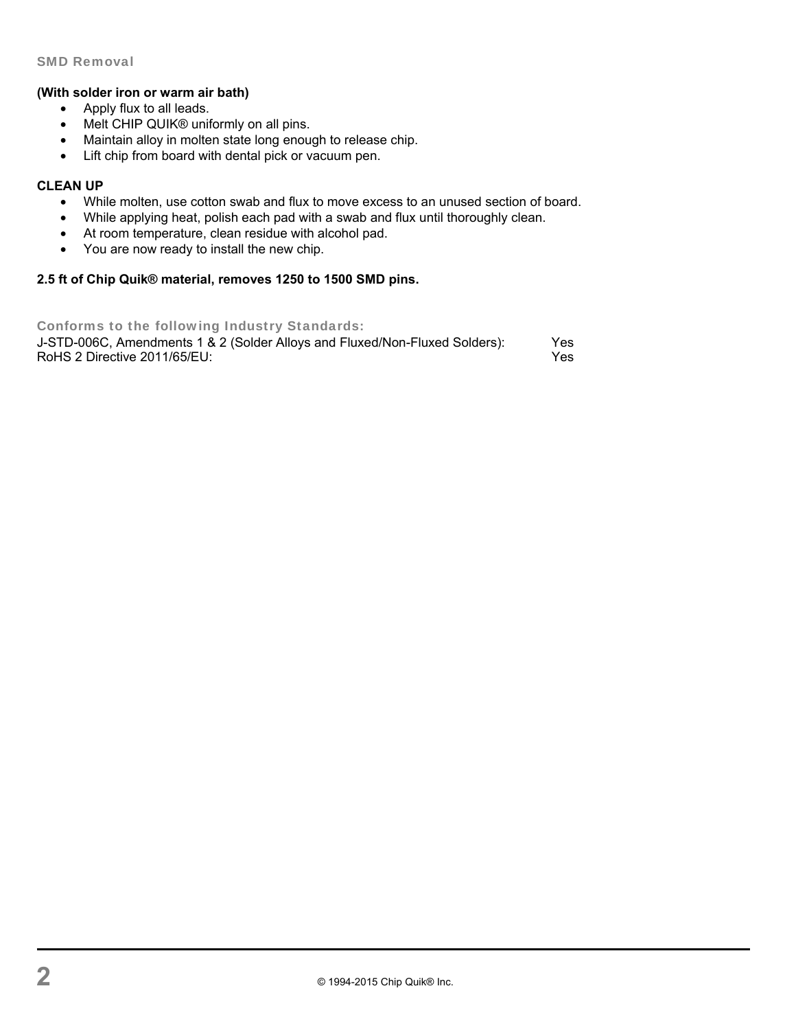## SMD Removal

**(With solder iron or warm air bath)**

- Apply flux to all leads.
- Melt CHIP QUIK® uniformly on all pins.
- Maintain alloy in molten state long enough to release chip.
- Lift chip from board with dental pick or vacuum pen.

**CLEAN UP**

- While molten, use cotton swab and flux to move excess to an unused section of board.
- While applying heat, polish each pad with a swab and flux until thoroughly clean.
- At room temperature, clean residue with alcohol pad.
- You are now ready to install the new chip.

**2.5 ft of Chip Quik® material, removes 1250 to 1500 SMD pins.**

## Conforms to the following Industry Standards:

| | |
|---|---|
| J-STD-006C, Amendments 1 & 2 (Solder Alloys and Fluxed/Non-Fluxed Solders): | Yes |
| RoHS 2 Directive 2011/65/EU: | Yes |

© 1994-2015 Chip Quik® Inc.